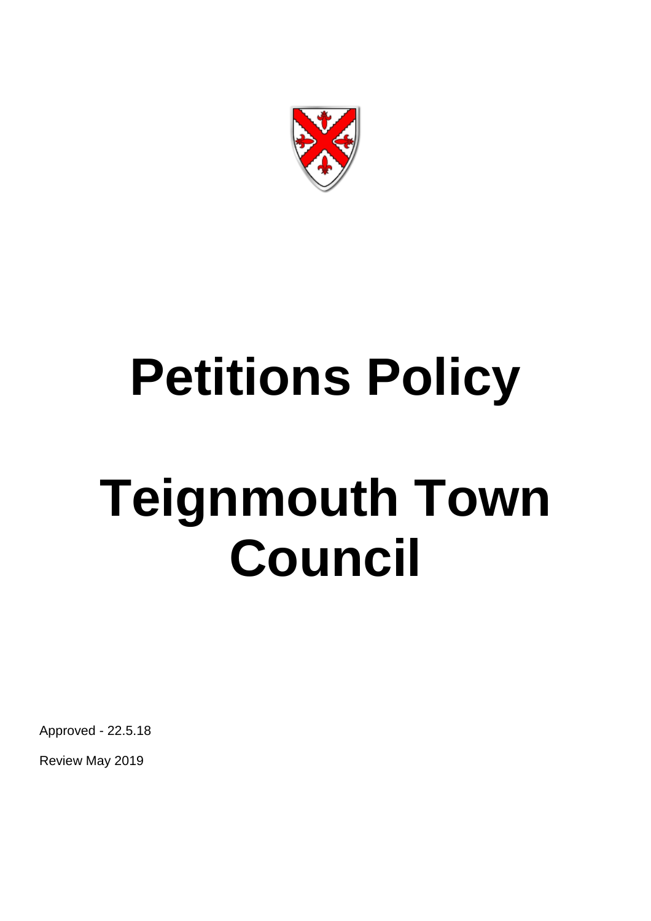# Petitions Policy

# Teignmouth Town Council

Approved - 22.5.18

Review May 2019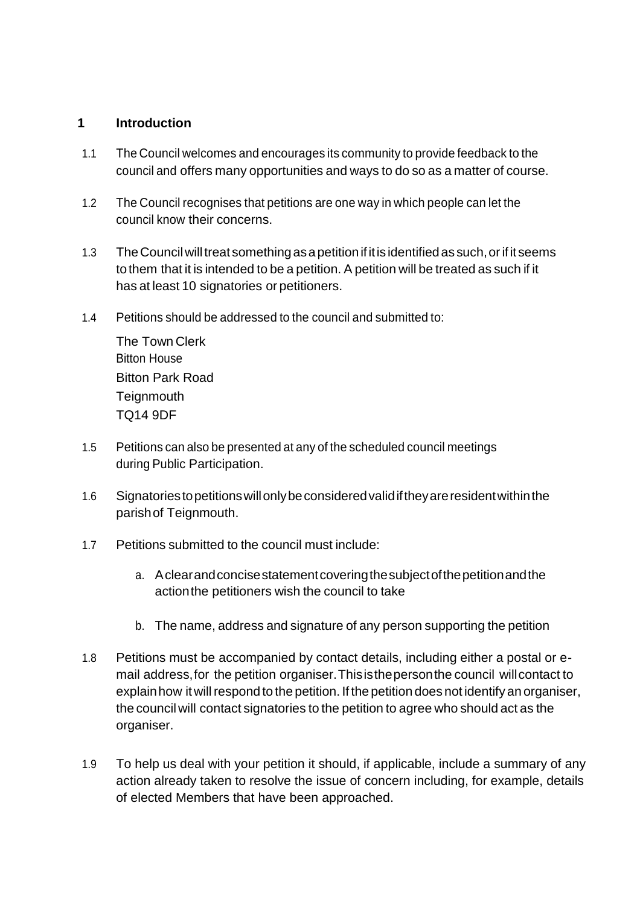## 1 Introduction

1.1 The Council welcomes and encourages its community to provide feedback to the council and offers many opportunities and ways to do so as a matter of course.

1.2 The Council recognises that petitions are one way in which people can let the council know their concerns.

1.3 The Council will treat something as a petition if it is identified as such, or if it seems to them that it is intended to be a petition. A petition will be treated as such if it has at least 10 signatories or petitioners.

1.4 Petitions should be addressed to the council and submitted to:

The Town Clerk
Bitton House
Bitton Park Road
Teignmouth
TQ14 9DF

1.5 Petitions can also be presented at any of the scheduled council meetings during Public Participation.

1.6 Signatories to petitions will only be considered valid if they are resident within the parish of Teignmouth.

1.7 Petitions submitted to the council must include:

a. A clear and concise statement covering the subject of the petition and the action the petitioners wish the council to take

b. The name, address and signature of any person supporting the petition

1.8 Petitions must be accompanied by contact details, including either a postal or e-mail address, for the petition organiser. This is the person the council will contact to explain how it will respond to the petition. If the petition does not identify an organiser, the council will contact signatories to the petition to agree who should act as the organiser.

1.9 To help us deal with your petition it should, if applicable, include a summary of any action already taken to resolve the issue of concern including, for example, details of elected Members that have been approached.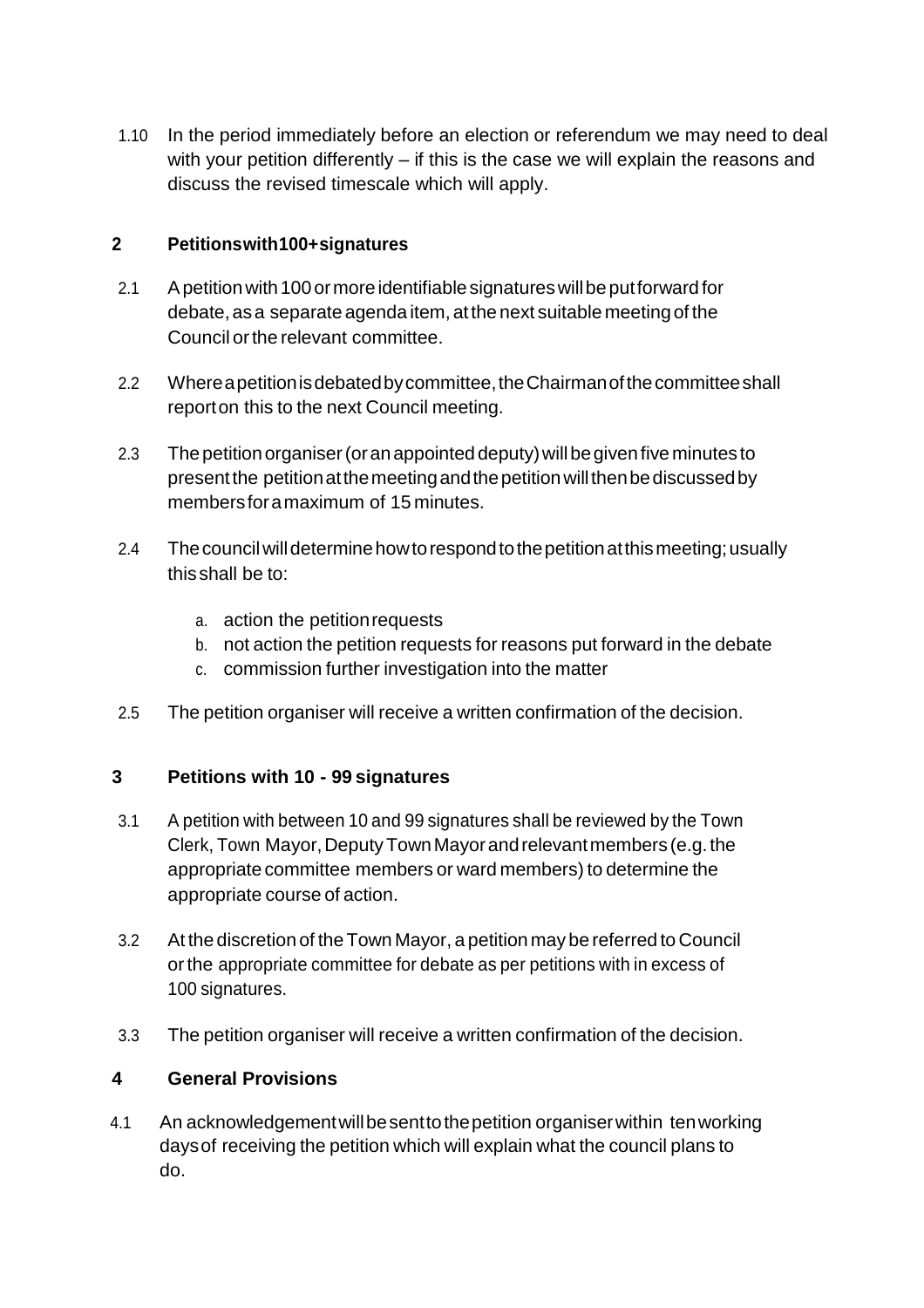1.10 In the period immediately before an election or referendum we may need to deal with your petition differently – if this is the case we will explain the reasons and discuss the revised timescale which will apply.

## 2 Petitions with 100+ signatures

2.1 A petition with 100 or more identifiable signatures will be put forward for debate, as a separate agenda item, at the next suitable meeting of the Council or the relevant committee.

2.2 Where a petition is debated by committee, the Chairman of the committee shall report on this to the next Council meeting.

2.3 The petition organiser (or an appointed deputy) will be given five minutes to present the petition at the meeting and the petition will then be discussed by members for a maximum of 15 minutes.

2.4 The council will determine how to respond to the petition at this meeting; usually this shall be to:

a. action the petition requests
b. not action the petition requests for reasons put forward in the debate
c. commission further investigation into the matter

2.5 The petition organiser will receive a written confirmation of the decision.

## 3 Petitions with 10 - 99 signatures

3.1 A petition with between 10 and 99 signatures shall be reviewed by the Town Clerk, Town Mayor, Deputy Town Mayor and relevant members (e.g. the appropriate committee members or ward members) to determine the appropriate course of action.

3.2 At the discretion of the Town Mayor, a petition may be referred to Council or the appropriate committee for debate as per petitions with in excess of 100 signatures.

3.3 The petition organiser will receive a written confirmation of the decision.

## 4 General Provisions

4.1 An acknowledgement will be sent to the petition organiser within ten working days of receiving the petition which will explain what the council plans to do.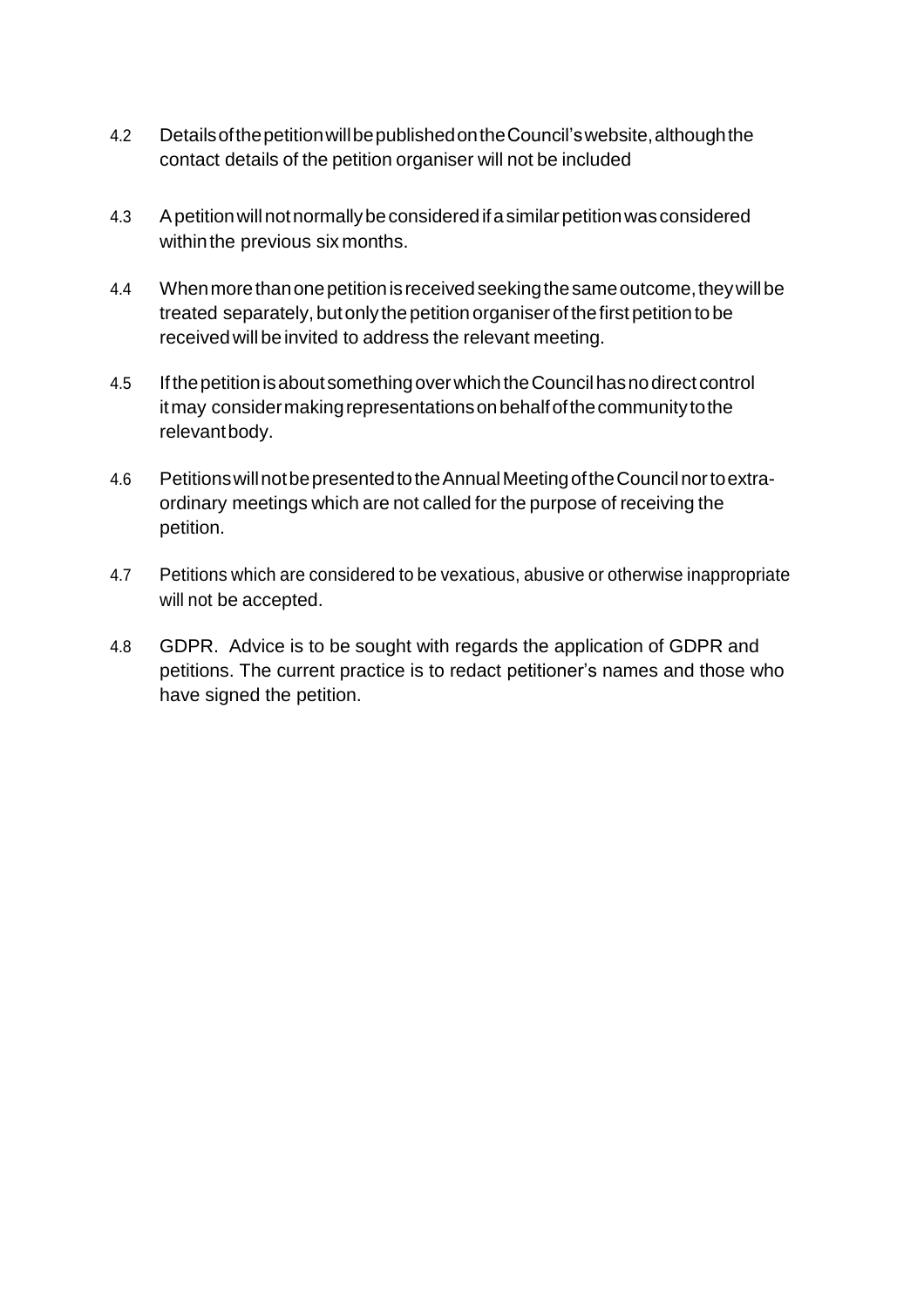4.2 Details of the petition will be published on the Council's website, although the contact details of the petition organiser will not be included

4.3 A petition will not normally be considered if a similar petition was considered within the previous six months.

4.4 When more than one petition is received seeking the same outcome, they will be treated separately, but only the petition organiser of the first petition to be received will be invited to address the relevant meeting.

4.5 If the petition is about something over which the Council has no direct control it may consider making representations on behalf of the community to the relevant body.

4.6 Petitions will not be presented to the Annual Meeting of the Council nor to extra-ordinary meetings which are not called for the purpose of receiving the petition.

4.7 Petitions which are considered to be vexatious, abusive or otherwise inappropriate will not be accepted.

4.8 GDPR. Advice is to be sought with regards the application of GDPR and petitions. The current practice is to redact petitioner's names and those who have signed the petition.